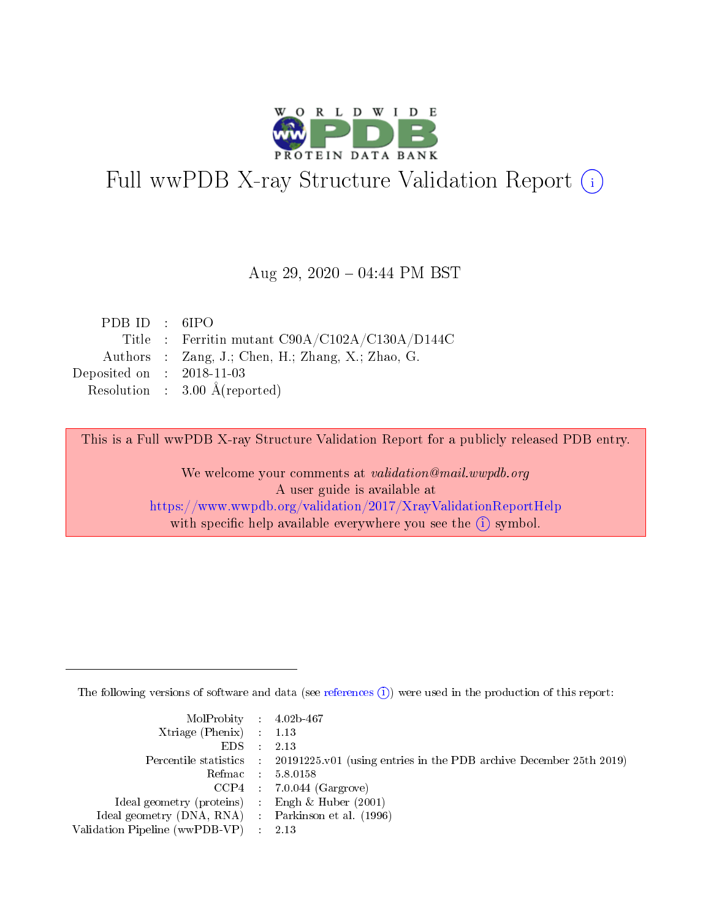# Full wwPDB X-ray Structure Validation Report (i)

Aug 29, 2020 – 04:44 PM BST

| | | |
|---|---|---|
| PDB ID | : | 6IPO |
| Title | : | Ferritin mutant C90A/C102A/C130A/D144C |
| Authors | : | Zang, J.; Chen, H.; Zhang, X.; Zhao, G. |
| Deposited on | : | 2018-11-03 |
| Resolution | : | 3.00 Å(reported) |

This is a Full wwPDB X-ray Structure Validation Report for a publicly released PDB entry.

We welcome your comments at *validation@mail.wwpdb.org*
A user guide is available at
https://www.wwpdb.org/validation/2017/XrayValidationReportHelp
with specific help available everywhere you see the (i) symbol.

The following versions of software and data (see references (i)) were used in the production of this report:

| | | |
|---|---|---|
| MolProbity | : | 4.02b-467 |
| Xtriage (Phenix) | : | 1.13 |
| EDS | : | 2.13 |
| Percentile statistics | : | 20191225.v01 (using entries in the PDB archive December 25th 2019) |
| Refmac | : | 5.8.0158 |
| CCP4 | : | 7.0.044 (Gargrove) |
| Ideal geometry (proteins) | : | Engh & Huber (2001) |
| Ideal geometry (DNA, RNA) | : | Parkinson et al. (1996) |
| Validation Pipeline (wwPDB-VP) | : | 2.13 |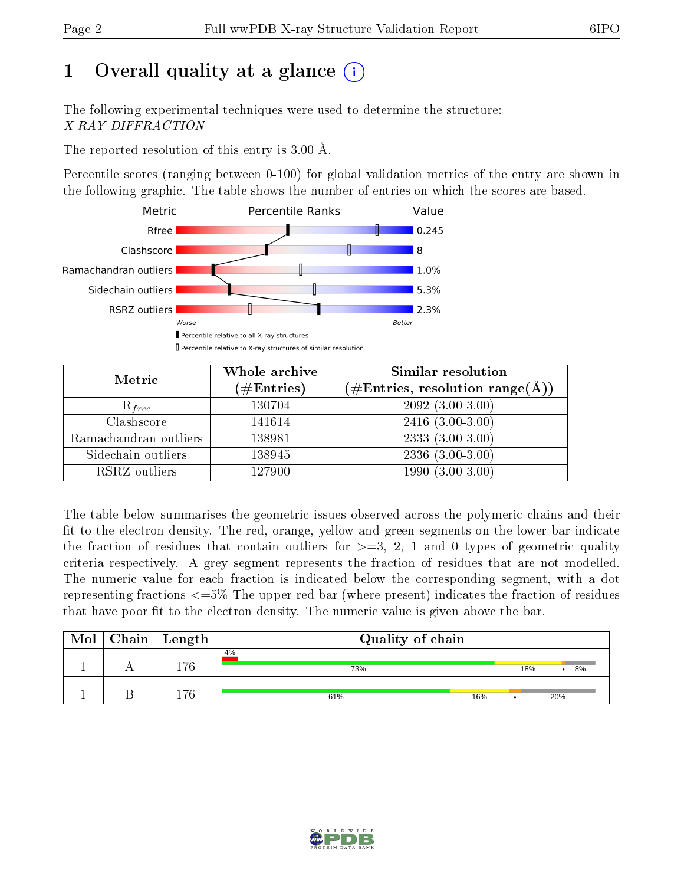# 1 Overall quality at a glance (i)

The following experimental techniques were used to determine the structure:
*X-RAY DIFFRACTION*

The reported resolution of this entry is 3.00 Å.

Percentile scores (ranging between 0-100) for global validation metrics of the entry are shown in the following graphic. The table shows the number of entries on which the scores are based.

| Metric | Value |
|---|---|
| Rfree | 0.245 |
| Clashscore | 8 |
| Ramachandran outliers | 1.0% |
| Sidechain outliers | 5.3% |
| RSRZ outliers | 2.3% |

Worse — Better

▮ Percentile relative to all X-ray structures
▯ Percentile relative to X-ray structures of similar resolution

| Metric | Whole archive (#Entries) | Similar resolution (#Entries, resolution range(Å)) |
|---|---|---|
| $R_{free}$ | 130704 | 2092 (3.00-3.00) |
| Clashscore | 141614 | 2416 (3.00-3.00) |
| Ramachandran outliers | 138981 | 2333 (3.00-3.00) |
| Sidechain outliers | 138945 | 2336 (3.00-3.00) |
| RSRZ outliers | 127900 | 1990 (3.00-3.00) |

The table below summarises the geometric issues observed across the polymeric chains and their fit to the electron density. The red, orange, yellow and green segments on the lower bar indicate the fraction of residues that contain outliers for >=3, 2, 1 and 0 types of geometric quality criteria respectively. A grey segment represents the fraction of residues that are not modelled. The numeric value for each fraction is indicated below the corresponding segment, with a dot representing fractions <=5% The upper red bar (where present) indicates the fraction of residues that have poor fit to the electron density. The numeric value is given above the bar.

| Mol | Chain | Length | Quality of chain |
|---|---|---|---|
| 1 | A | 176 | 4% (poor fit); 73%, 18%, •, 8% |
| 1 | B | 176 | 61%, 16%, •, 20% |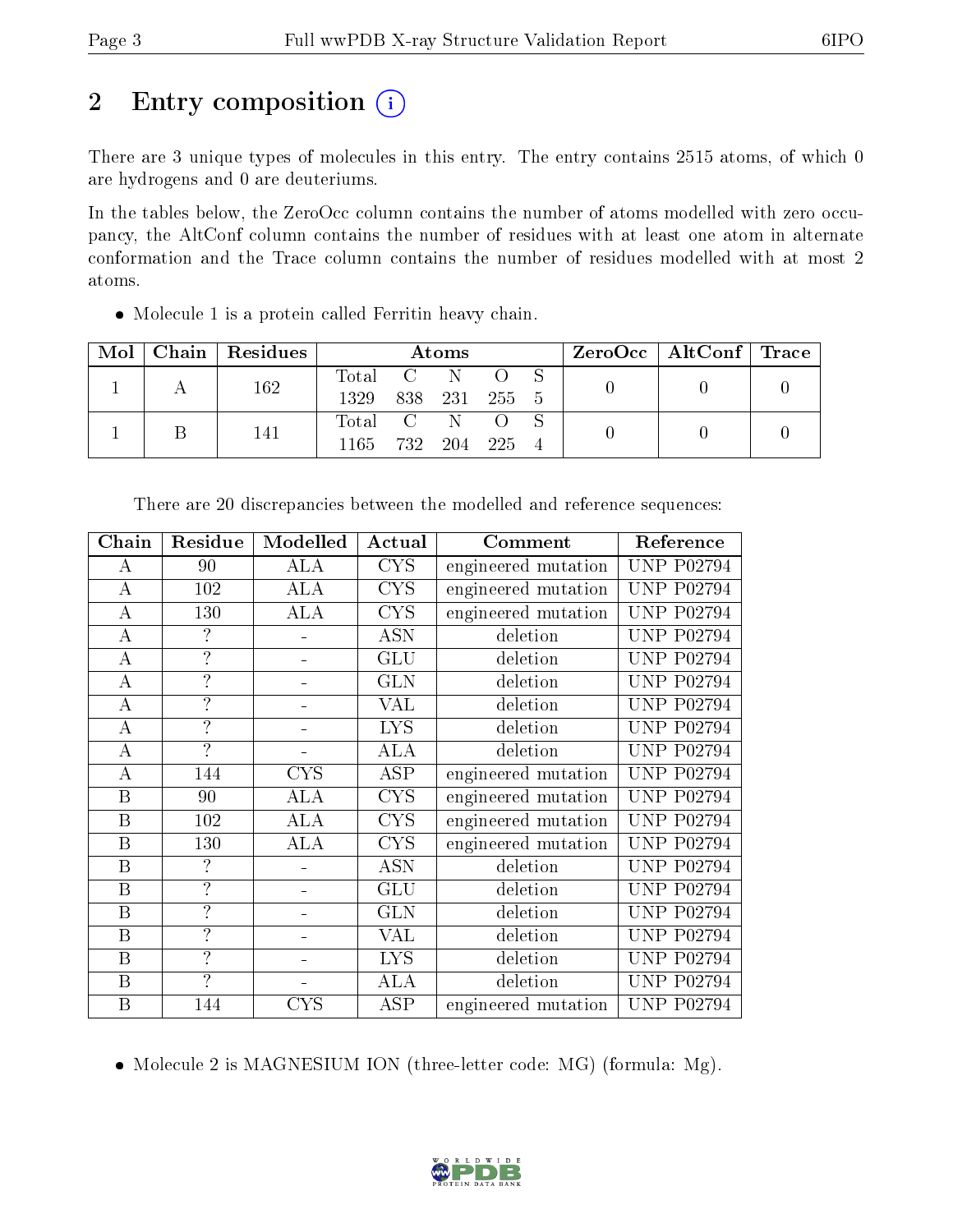# 2 Entry composition

There are 3 unique types of molecules in this entry. The entry contains 2515 atoms, of which 0 are hydrogens and 0 are deuteriums.

In the tables below, the ZeroOcc column contains the number of atoms modelled with zero occupancy, the AltConf column contains the number of residues with at least one atom in alternate conformation and the Trace column contains the number of residues modelled with at most 2 atoms.

- Molecule 1 is a protein called Ferritin heavy chain.

| Mol | Chain | Residues | Atoms | | | | | ZeroOcc | AltConf | Trace |
|---|---|---|---|---|---|---|---|---|---|---|
| 1 | A | 162 | Total<br>1329 | C<br>838 | N<br>231 | O<br>255 | S<br>5 | 0 | 0 | 0 |
| 1 | B | 141 | Total<br>1165 | C<br>732 | N<br>204 | O<br>225 | S<br>4 | 0 | 0 | 0 |

There are 20 discrepancies between the modelled and reference sequences:

| Chain | Residue | Modelled | Actual | Comment | Reference |
|---|---|---|---|---|---|
| A | 90 | ALA | CYS | engineered mutation | UNP P02794 |
| A | 102 | ALA | CYS | engineered mutation | UNP P02794 |
| A | 130 | ALA | CYS | engineered mutation | UNP P02794 |
| A | ? | - | ASN | deletion | UNP P02794 |
| A | ? | - | GLU | deletion | UNP P02794 |
| A | ? | - | GLN | deletion | UNP P02794 |
| A | ? | - | VAL | deletion | UNP P02794 |
| A | ? | - | LYS | deletion | UNP P02794 |
| A | ? | - | ALA | deletion | UNP P02794 |
| A | 144 | CYS | ASP | engineered mutation | UNP P02794 |
| B | 90 | ALA | CYS | engineered mutation | UNP P02794 |
| B | 102 | ALA | CYS | engineered mutation | UNP P02794 |
| B | 130 | ALA | CYS | engineered mutation | UNP P02794 |
| B | ? | - | ASN | deletion | UNP P02794 |
| B | ? | - | GLU | deletion | UNP P02794 |
| B | ? | - | GLN | deletion | UNP P02794 |
| B | ? | - | VAL | deletion | UNP P02794 |
| B | ? | - | LYS | deletion | UNP P02794 |
| B | ? | - | ALA | deletion | UNP P02794 |
| B | 144 | CYS | ASP | engineered mutation | UNP P02794 |

- Molecule 2 is MAGNESIUM ION (three-letter code: MG) (formula: Mg).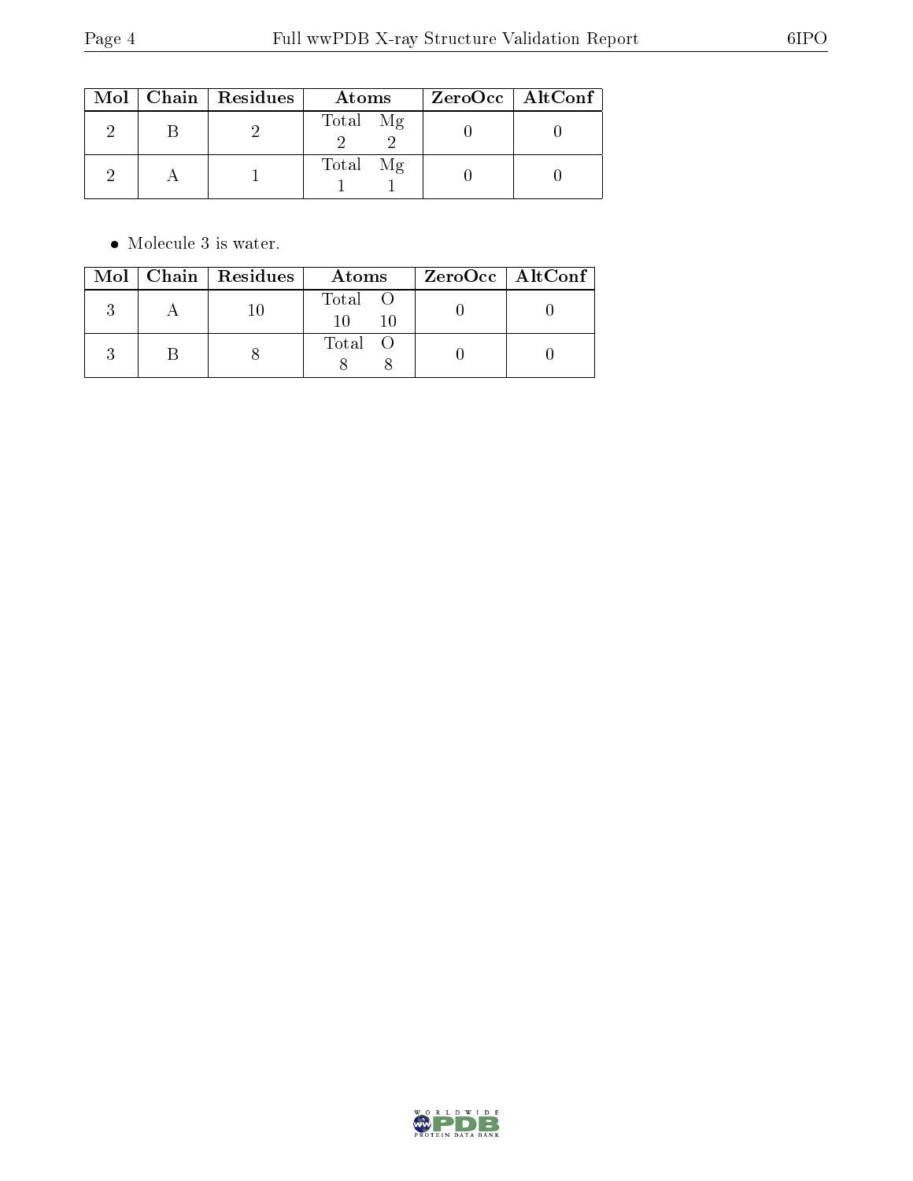| Mol | Chain | Residues | Atoms | | ZeroOcc | AltConf |
|---|---|---|---|---|---|---|
| | | | Total | Mg | | |
| 2 | B | 2 | 2 | 2 | 0 | 0 |
| 2 | A | 1 | 1 | 1 | 0 | 0 |

- Molecule 3 is water.

| Mol | Chain | Residues | Atoms | | ZeroOcc | AltConf |
|---|---|---|---|---|---|---|
| | | | Total | O | | |
| 3 | A | 10 | 10 | 10 | 0 | 0 |
| 3 | B | 8 | 8 | 8 | 0 | 0 |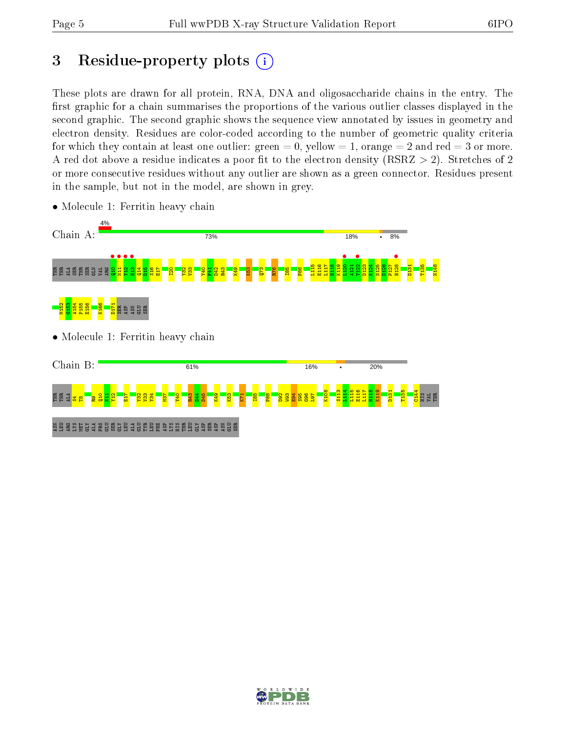# 3 Residue-property plots

These plots are drawn for all protein, RNA, DNA and oligosaccharide chains in the entry. The first graphic for a chain summarises the proportions of the various outlier classes displayed in the second graphic. The second graphic shows the sequence view annotated by issues in geometry and electron density. Residues are color-coded according to the number of geometric quality criteria for which they contain at least one outlier: green = 0, yellow = 1, orange = 2 and red = 3 or more. A red dot above a residue indicates a poor fit to the electron density (RSRZ > 2). Stretches of 2 or more consecutive residues without any outlier are shown as a green connector. Residues present in the sample, but not in the model, are shown in grey.

- Molecule 1: Ferritin heavy chain

Chain A: 4% | 73% | 18% | • | 8%

THR THR ALA SER THR SER GLN VAL ARG Q10 N11 Y12 H13 Q14 D15 S16 E17 I20 Y32 V33 Y40 F41 D42 R43 K49 K53 Q73 R76 I85 P88 L115 E116 L117 H118 K119 L120 A121 T122 D123 K124 N125 D126 P127 H128 D131 T135 N148 M152 G153 A154 P155 E156 K166 D171 SER ASP ASN GLU SER

- Molecule 1: Ferritin heavy chain

Chain B: 61% | 16% | • | 20%

THR THR ALA S4 T5 R9 Q10 N11 Y12 E17 Y32 V33 Y34 M37 Y40 R43 D44 D45 K49 K53 K71 I85 P88 D92 W93 E94 S95 G96 L97 K108 S113 L114 L115 E116 L117 H118 K119 D131 T135 C144 HIS VAL THR ASN LEU ARG LYS MET GLY ALA PRO GLU SER GLY LEU ALA GLU TYR LEU PHE ASP LYS HIS THR LEU GLY ASP SER SER ASP ASN GLU SER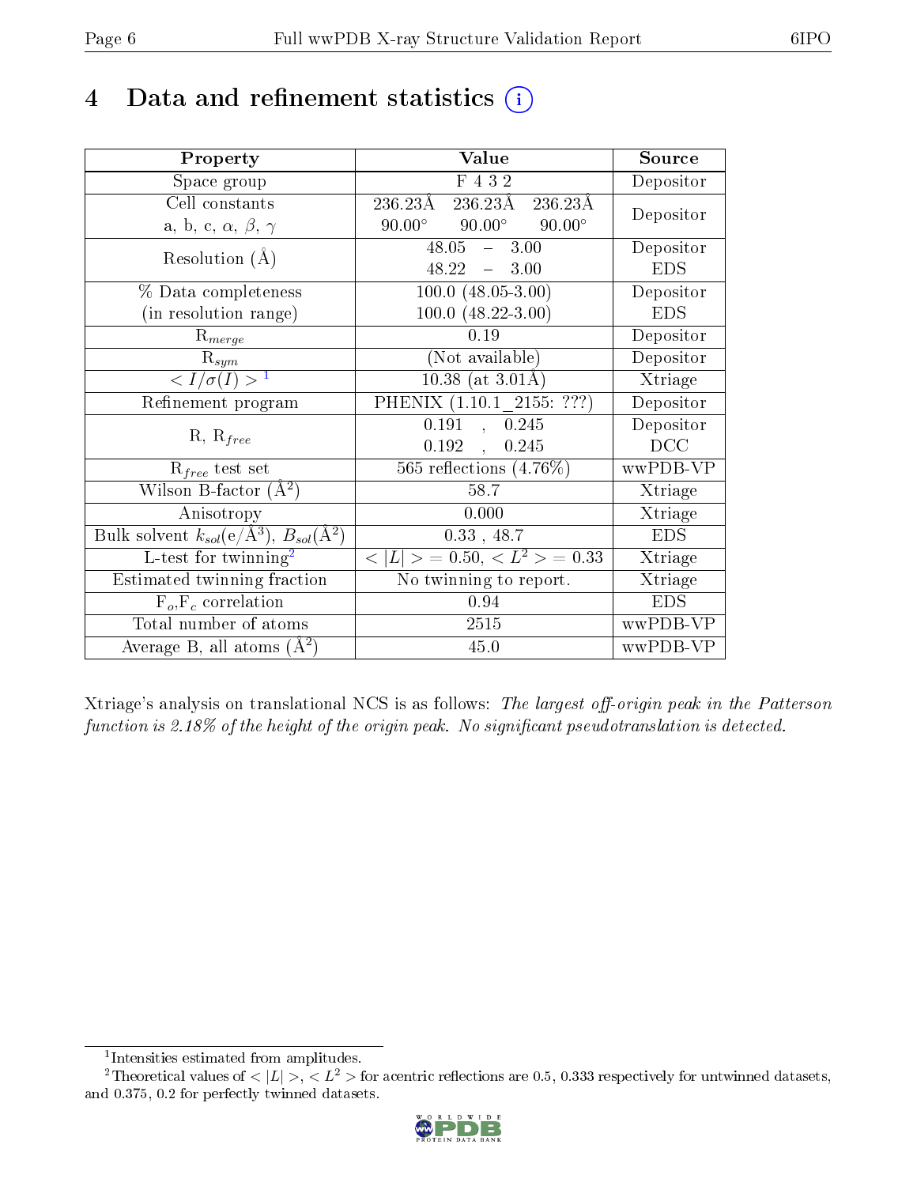# 4 Data and refinement statistics (i)

| Property | Value | Source |
|---|---|---|
| Space group | F 4 3 2 | Depositor |
| Cell constants<br>a, b, c, $\alpha$, $\beta$, $\gamma$ | 236.23Å 236.23Å 236.23Å<br>90.00° 90.00° 90.00° | Depositor |
| Resolution (Å) | 48.05 – 3.00<br>48.22 – 3.00 | Depositor<br>EDS |
| % Data completeness<br>(in resolution range) | 100.0 (48.05-3.00)<br>100.0 (48.22-3.00) | Depositor<br>EDS |
| $R_{merge}$ | 0.19 | Depositor |
| $R_{sym}$ | (Not available) | Depositor |
| $< I/\sigma(I) >$ [1] | 10.38 (at 3.01Å) | Xtriage |
| Refinement program | PHENIX (1.10.1_2155: ???) | Depositor |
| R, $R_{free}$ | 0.191 , 0.245<br>0.192 , 0.245 | Depositor<br>DCC |
| $R_{free}$ test set | 565 reflections (4.76%) | wwPDB-VP |
| Wilson B-factor (Å$^2$) | 58.7 | Xtriage |
| Anisotropy | 0.000 | Xtriage |
| Bulk solvent $k_{sol}$(e/Å$^3$), $B_{sol}$(Å$^2$) | 0.33 , 48.7 | EDS |
| L-test for twinning[2] | $< \|L\| >$ = 0.50, $< L^2 >$ = 0.33 | Xtriage |
| Estimated twinning fraction | No twinning to report. | Xtriage |
| $F_o$,$F_c$ correlation | 0.94 | EDS |
| Total number of atoms | 2515 | wwPDB-VP |
| Average B, all atoms (Å$^2$) | 45.0 | wwPDB-VP |

Xtriage's analysis on translational NCS is as follows: *The largest off-origin peak in the Patterson function is 2.18% of the height of the origin peak. No significant pseudotranslation is detected.*

[1] Intensities estimated from amplitudes.

[2] Theoretical values of $< |L| >$, $< L^2 >$ for acentric reflections are 0.5, 0.333 respectively for untwinned datasets, and 0.375, 0.2 for perfectly twinned datasets.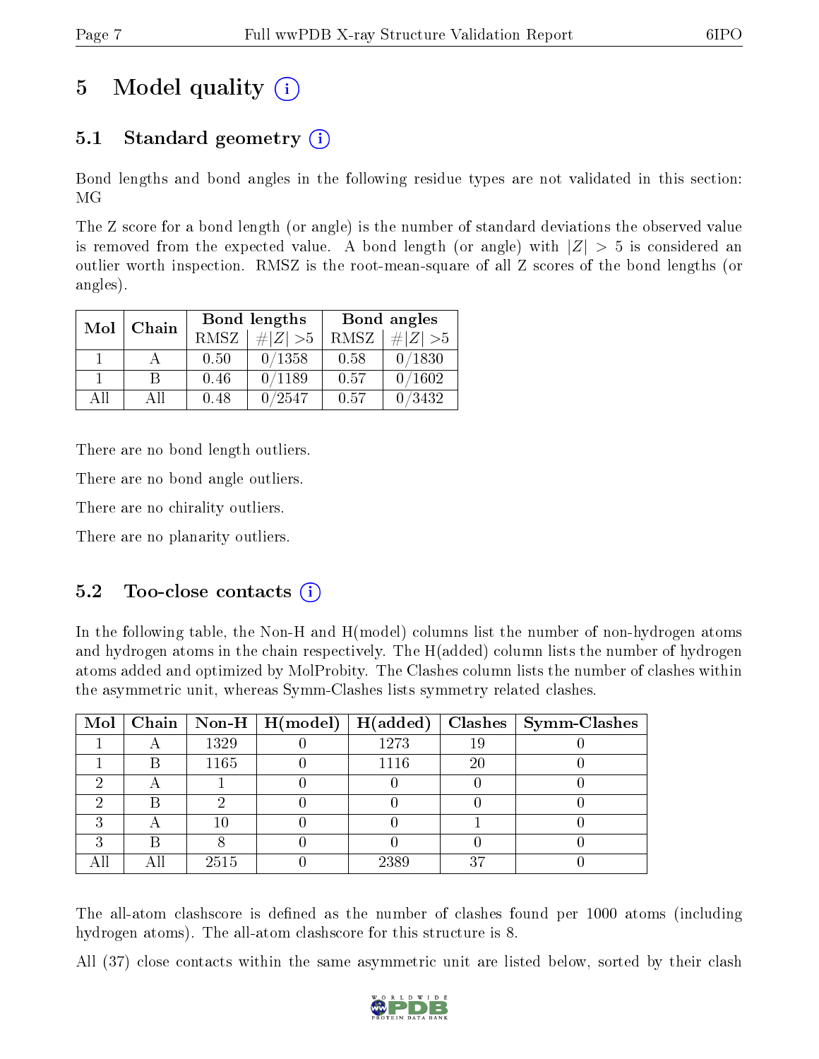# 5 Model quality

## 5.1 Standard geometry

Bond lengths and bond angles in the following residue types are not validated in this section: MG

The Z score for a bond length (or angle) is the number of standard deviations the observed value is removed from the expected value. A bond length (or angle) with $|Z| > 5$ is considered an outlier worth inspection. RMSZ is the root-mean-square of all Z scores of the bond lengths (or angles).

| Mol | Chain | Bond lengths | | Bond angles | |
|---|---|---|---|---|---|
| | | RMSZ | #$\|Z\|$ >5 | RMSZ | #$\|Z\|$ >5 |
| 1 | A | 0.50 | 0/1358 | 0.58 | 0/1830 |
| 1 | B | 0.46 | 0/1189 | 0.57 | 0/1602 |
| All | All | 0.48 | 0/2547 | 0.57 | 0/3432 |

There are no bond length outliers.

There are no bond angle outliers.

There are no chirality outliers.

There are no planarity outliers.

## 5.2 Too-close contacts

In the following table, the Non-H and H(model) columns list the number of non-hydrogen atoms and hydrogen atoms in the chain respectively. The H(added) column lists the number of hydrogen atoms added and optimized by MolProbity. The Clashes column lists the number of clashes within the asymmetric unit, whereas Symm-Clashes lists symmetry related clashes.

| Mol | Chain | Non-H | H(model) | H(added) | Clashes | Symm-Clashes |
|---|---|---|---|---|---|---|
| 1 | A | 1329 | 0 | 1273 | 19 | 0 |
| 1 | B | 1165 | 0 | 1116 | 20 | 0 |
| 2 | A | 1 | 0 | 0 | 0 | 0 |
| 2 | B | 2 | 0 | 0 | 0 | 0 |
| 3 | A | 10 | 0 | 0 | 1 | 0 |
| 3 | B | 8 | 0 | 0 | 0 | 0 |
| All | All | 2515 | 0 | 2389 | 37 | 0 |

The all-atom clashscore is defined as the number of clashes found per 1000 atoms (including hydrogen atoms). The all-atom clashscore for this structure is 8.

All (37) close contacts within the same asymmetric unit are listed below, sorted by their clash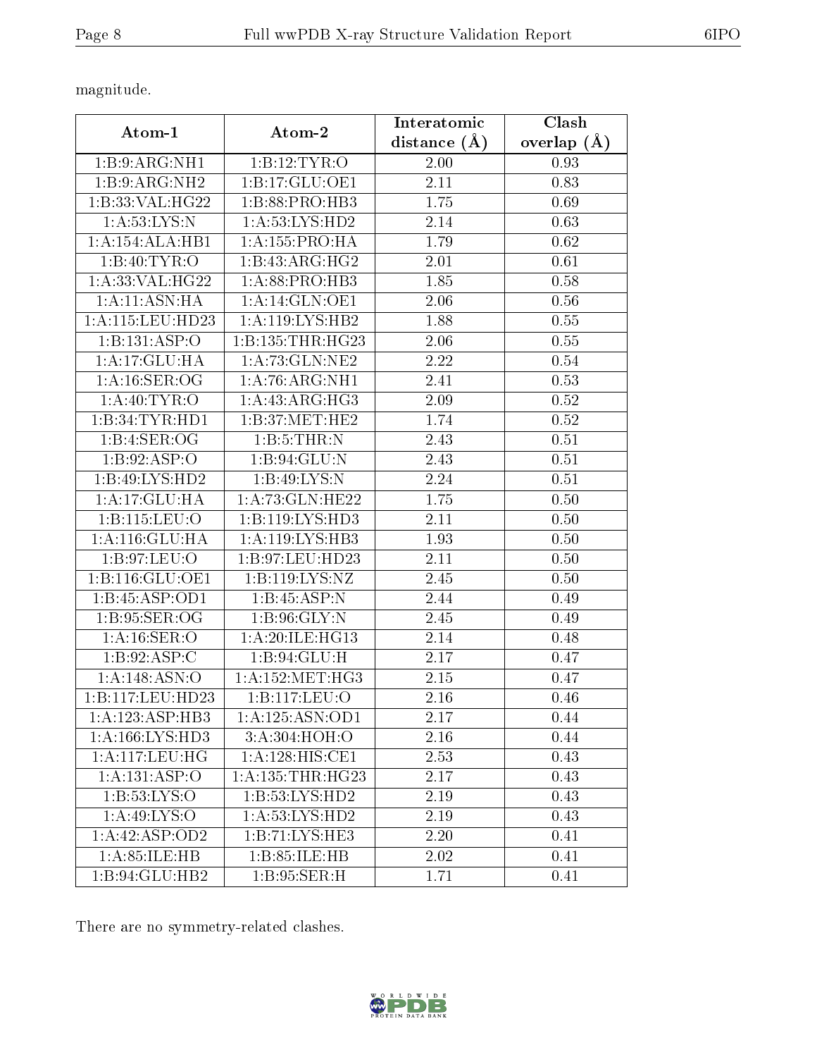magnitude.

| Atom-1 | Atom-2 | Interatomic distance (Å) | Clash overlap (Å) |
|---|---|---|---|
| 1:B:9:ARG:NH1 | 1:B:12:TYR:O | 2.00 | 0.93 |
| 1:B:9:ARG:NH2 | 1:B:17:GLU:OE1 | 2.11 | 0.83 |
| 1:B:33:VAL:HG22 | 1:B:88:PRO:HB3 | 1.75 | 0.69 |
| 1:A:53:LYS:N | 1:A:53:LYS:HD2 | 2.14 | 0.63 |
| 1:A:154:ALA:HB1 | 1:A:155:PRO:HA | 1.79 | 0.62 |
| 1:B:40:TYR:O | 1:B:43:ARG:HG2 | 2.01 | 0.61 |
| 1:A:33:VAL:HG22 | 1:A:88:PRO:HB3 | 1.85 | 0.58 |
| 1:A:11:ASN:HA | 1:A:14:GLN:OE1 | 2.06 | 0.56 |
| 1:A:115:LEU:HD23 | 1:A:119:LYS:HB2 | 1.88 | 0.55 |
| 1:B:131:ASP:O | 1:B:135:THR:HG23 | 2.06 | 0.55 |
| 1:A:17:GLU:HA | 1:A:73:GLN:NE2 | 2.22 | 0.54 |
| 1:A:16:SER:OG | 1:A:76:ARG:NH1 | 2.41 | 0.53 |
| 1:A:40:TYR:O | 1:A:43:ARG:HG3 | 2.09 | 0.52 |
| 1:B:34:TYR:HD1 | 1:B:37:MET:HE2 | 1.74 | 0.52 |
| 1:B:4:SER:OG | 1:B:5:THR:N | 2.43 | 0.51 |
| 1:B:92:ASP:O | 1:B:94:GLU:N | 2.43 | 0.51 |
| 1:B:49:LYS:HD2 | 1:B:49:LYS:N | 2.24 | 0.51 |
| 1:A:17:GLU:HA | 1:A:73:GLN:HE22 | 1.75 | 0.50 |
| 1:B:115:LEU:O | 1:B:119:LYS:HD3 | 2.11 | 0.50 |
| 1:A:116:GLU:HA | 1:A:119:LYS:HB3 | 1.93 | 0.50 |
| 1:B:97:LEU:O | 1:B:97:LEU:HD23 | 2.11 | 0.50 |
| 1:B:116:GLU:OE1 | 1:B:119:LYS:NZ | 2.45 | 0.50 |
| 1:B:45:ASP:OD1 | 1:B:45:ASP:N | 2.44 | 0.49 |
| 1:B:95:SER:OG | 1:B:96:GLY:N | 2.45 | 0.49 |
| 1:A:16:SER:O | 1:A:20:ILE:HG13 | 2.14 | 0.48 |
| 1:B:92:ASP:C | 1:B:94:GLU:H | 2.17 | 0.47 |
| 1:A:148:ASN:O | 1:A:152:MET:HG3 | 2.15 | 0.47 |
| 1:B:117:LEU:HD23 | 1:B:117:LEU:O | 2.16 | 0.46 |
| 1:A:123:ASP:HB3 | 1:A:125:ASN:OD1 | 2.17 | 0.44 |
| 1:A:166:LYS:HD3 | 3:A:304:HOH:O | 2.16 | 0.44 |
| 1:A:117:LEU:HG | 1:A:128:HIS:CE1 | 2.53 | 0.43 |
| 1:A:131:ASP:O | 1:A:135:THR:HG23 | 2.17 | 0.43 |
| 1:B:53:LYS:O | 1:B:53:LYS:HD2 | 2.19 | 0.43 |
| 1:A:49:LYS:O | 1:A:53:LYS:HD2 | 2.19 | 0.43 |
| 1:A:42:ASP:OD2 | 1:B:71:LYS:HE3 | 2.20 | 0.41 |
| 1:A:85:ILE:HB | 1:B:85:ILE:HB | 2.02 | 0.41 |
| 1:B:94:GLU:HB2 | 1:B:95:SER:H | 1.71 | 0.41 |

There are no symmetry-related clashes.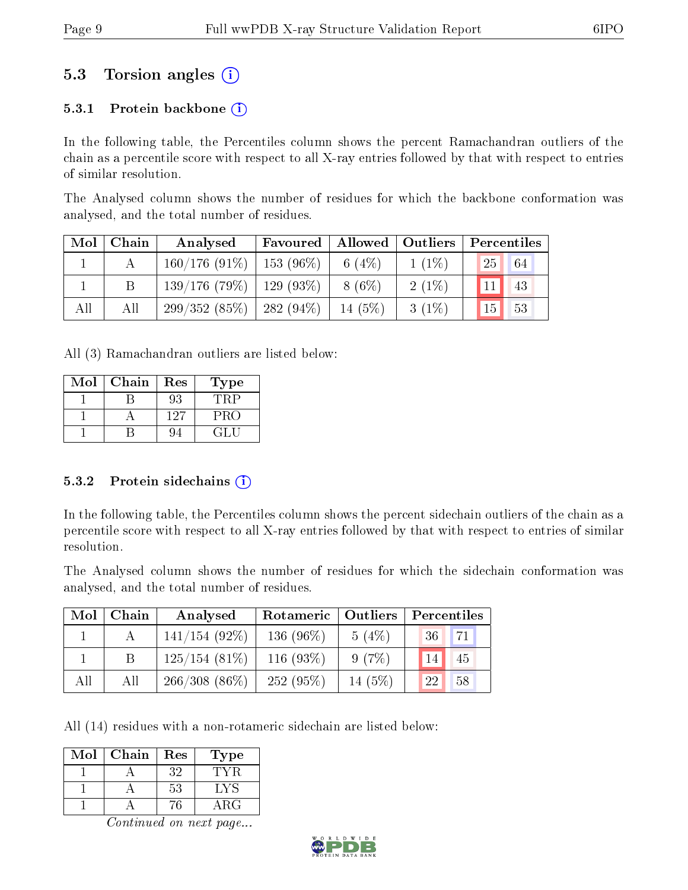## 5.3 Torsion angles

### 5.3.1 Protein backbone

In the following table, the Percentiles column shows the percent Ramachandran outliers of the chain as a percentile score with respect to all X-ray entries followed by that with respect to entries of similar resolution.

The Analysed column shows the number of residues for which the backbone conformation was analysed, and the total number of residues.

| Mol | Chain | Analysed | Favoured | Allowed | Outliers | Percentiles | |
|---|---|---|---|---|---|---|---|
| 1 | A | 160/176 (91%) | 153 (96%) | 6 (4%) | 1 (1%) | 25 | 64 |
| 1 | B | 139/176 (79%) | 129 (93%) | 8 (6%) | 2 (1%) | 11 | 43 |
| All | All | 299/352 (85%) | 282 (94%) | 14 (5%) | 3 (1%) | 15 | 53 |

All (3) Ramachandran outliers are listed below:

| Mol | Chain | Res | Type |
|---|---|---|---|
| 1 | B | 93 | TRP |
| 1 | A | 127 | PRO |
| 1 | B | 94 | GLU |

### 5.3.2 Protein sidechains

In the following table, the Percentiles column shows the percent sidechain outliers of the chain as a percentile score with respect to all X-ray entries followed by that with respect to entries of similar resolution.

The Analysed column shows the number of residues for which the sidechain conformation was analysed, and the total number of residues.

| Mol | Chain | Analysed | Rotameric | Outliers | Percentiles | |
|---|---|---|---|---|---|---|
| 1 | A | 141/154 (92%) | 136 (96%) | 5 (4%) | 36 | 71 |
| 1 | B | 125/154 (81%) | 116 (93%) | 9 (7%) | 14 | 45 |
| All | All | 266/308 (86%) | 252 (95%) | 14 (5%) | 22 | 58 |

All (14) residues with a non-rotameric sidechain are listed below:

| Mol | Chain | Res | Type |
|---|---|---|---|
| 1 | A | 32 | TYR |
| 1 | A | 53 | LYS |
| 1 | A | 76 | ARG |

*Continued on next page...*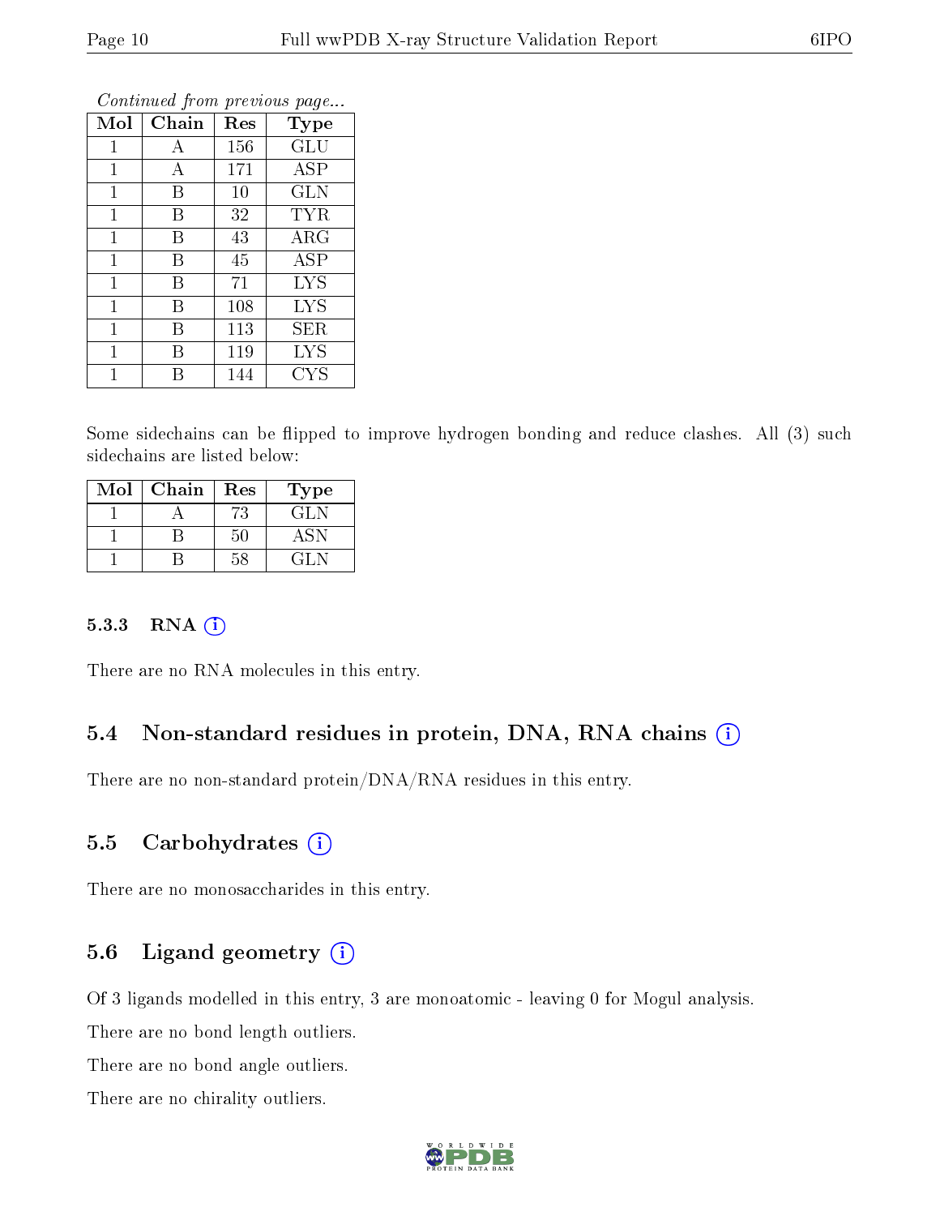*Continued from previous page...*

| Mol | Chain | Res | Type |
|---|---|---|---|
| 1 | A | 156 | GLU |
| 1 | A | 171 | ASP |
| 1 | B | 10 | GLN |
| 1 | B | 32 | TYR |
| 1 | B | 43 | ARG |
| 1 | B | 45 | ASP |
| 1 | B | 71 | LYS |
| 1 | B | 108 | LYS |
| 1 | B | 113 | SER |
| 1 | B | 119 | LYS |
| 1 | B | 144 | CYS |

Some sidechains can be flipped to improve hydrogen bonding and reduce clashes. All (3) such sidechains are listed below:

| Mol | Chain | Res | Type |
|---|---|---|---|
| 1 | A | 73 | GLN |
| 1 | B | 50 | ASN |
| 1 | B | 58 | GLN |

#### 5.3.3 RNA

There are no RNA molecules in this entry.

### 5.4 Non-standard residues in protein, DNA, RNA chains

There are no non-standard protein/DNA/RNA residues in this entry.

### 5.5 Carbohydrates

There are no monosaccharides in this entry.

### 5.6 Ligand geometry

Of 3 ligands modelled in this entry, 3 are monoatomic - leaving 0 for Mogul analysis.

There are no bond length outliers.

There are no bond angle outliers.

There are no chirality outliers.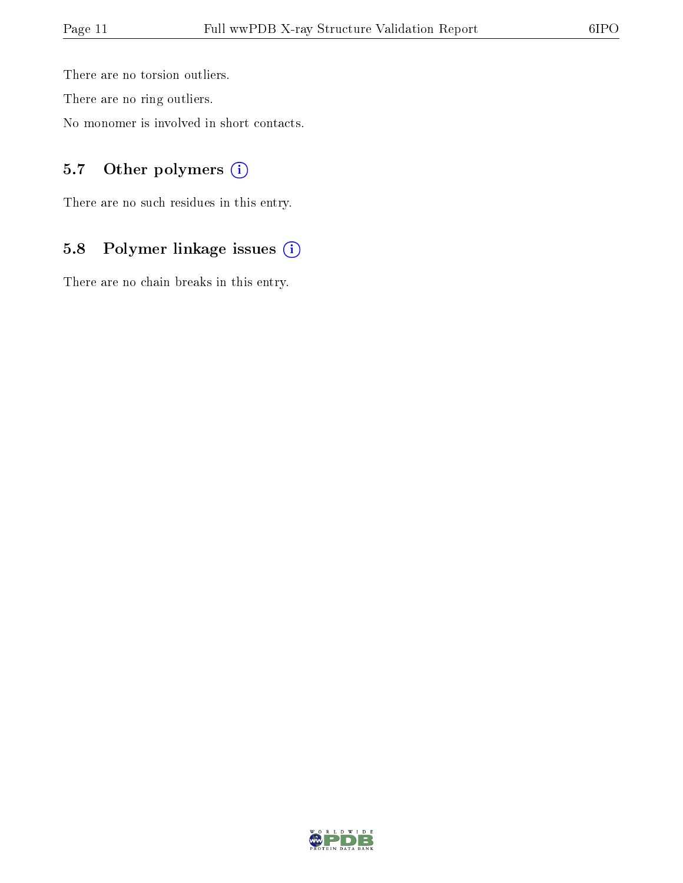There are no torsion outliers.

There are no ring outliers.

No monomer is involved in short contacts.

### 5.7 Other polymers

There are no such residues in this entry.

### 5.8 Polymer linkage issues

There are no chain breaks in this entry.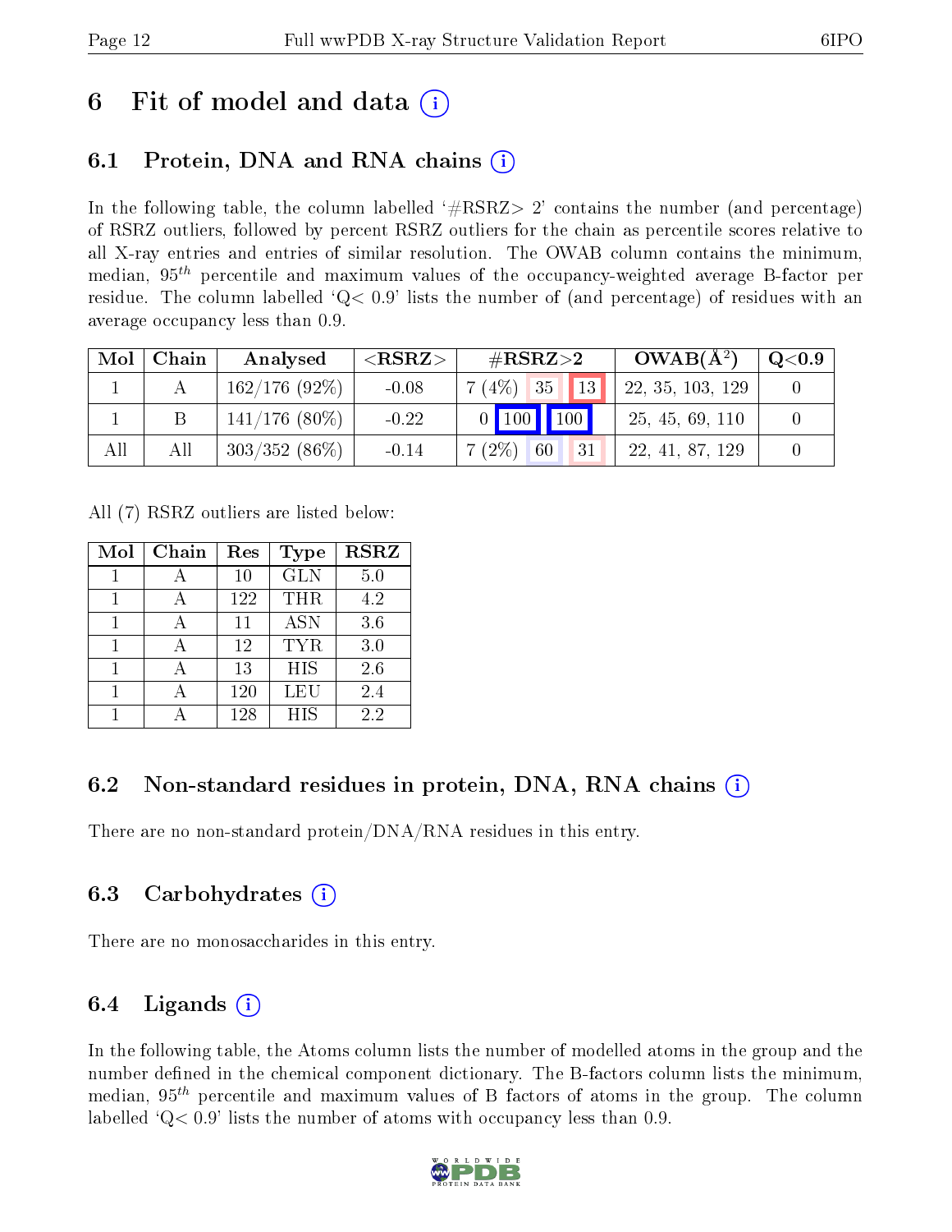# 6 Fit of model and data (i)

## 6.1 Protein, DNA and RNA chains (i)

In the following table, the column labelled '#RSRZ> 2' contains the number (and percentage) of RSRZ outliers, followed by percent RSRZ outliers for the chain as percentile scores relative to all X-ray entries and entries of similar resolution. The OWAB column contains the minimum, median, $95^{th}$ percentile and maximum values of the occupancy-weighted average B-factor per residue. The column labelled 'Q< 0.9' lists the number of (and percentage) of residues with an average occupancy less than 0.9.

| Mol | Chain | Analysed | <RSRZ> | #RSRZ>2 | | | OWAB(Å$^2$) | Q<0.9 |
|---|---|---|---|---|---|---|---|---|
| 1 | A | 162/176 (92%) | -0.08 | 7 (4%) | 35 | 13 | 22, 35, 103, 129 | 0 |
| 1 | B | 141/176 (80%) | -0.22 | 0 | 100 | 100 | 25, 45, 69, 110 | 0 |
| All | All | 303/352 (86%) | -0.14 | 7 (2%) | 60 | 31 | 22, 41, 87, 129 | 0 |

All (7) RSRZ outliers are listed below:

| Mol | Chain | Res | Type | RSRZ |
|---|---|---|---|---|
| 1 | A | 10 | GLN | 5.0 |
| 1 | A | 122 | THR | 4.2 |
| 1 | A | 11 | ASN | 3.6 |
| 1 | A | 12 | TYR | 3.0 |
| 1 | A | 13 | HIS | 2.6 |
| 1 | A | 120 | LEU | 2.4 |
| 1 | A | 128 | HIS | 2.2 |

## 6.2 Non-standard residues in protein, DNA, RNA chains (i)

There are no non-standard protein/DNA/RNA residues in this entry.

## 6.3 Carbohydrates (i)

There are no monosaccharides in this entry.

## 6.4 Ligands (i)

In the following table, the Atoms column lists the number of modelled atoms in the group and the number defined in the chemical component dictionary. The B-factors column lists the minimum, median, $95^{th}$ percentile and maximum values of B factors of atoms in the group. The column labelled 'Q< 0.9' lists the number of atoms with occupancy less than 0.9.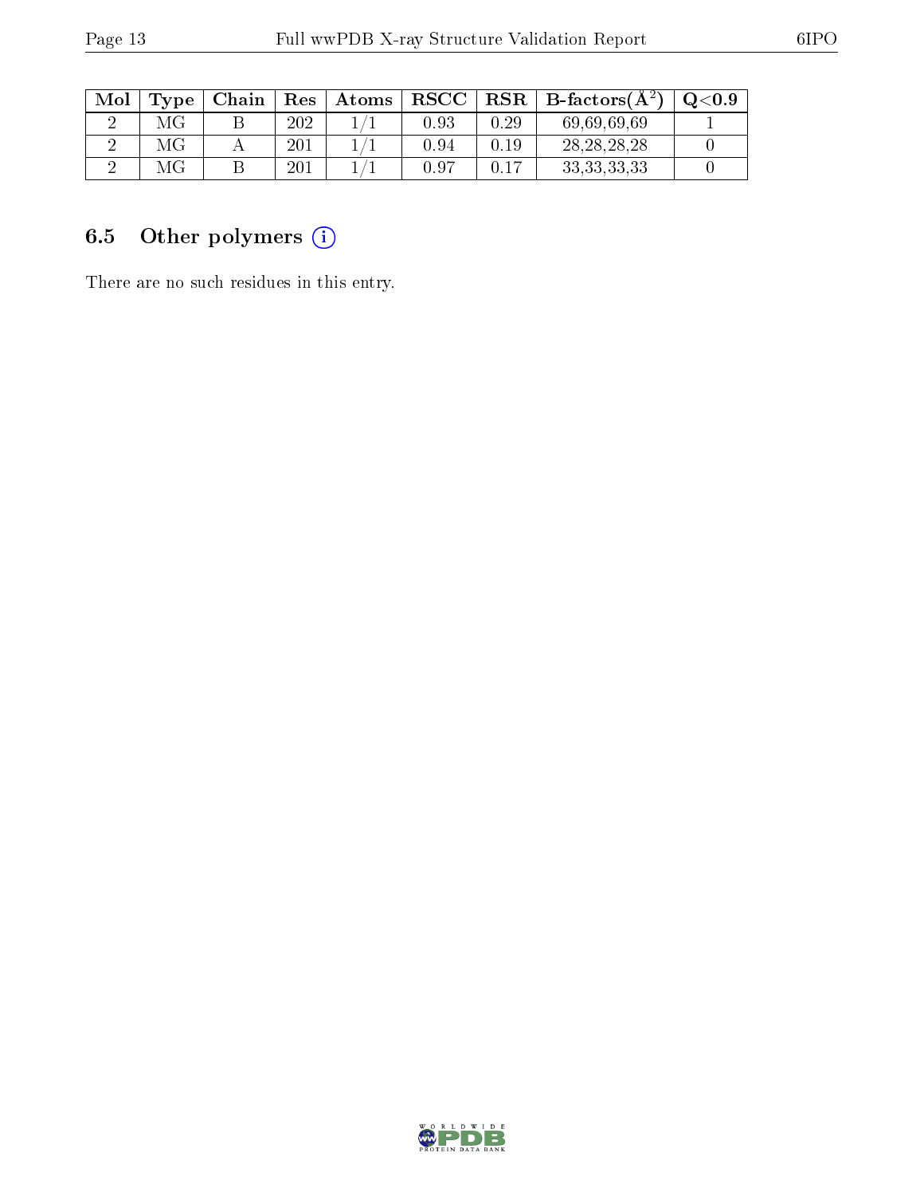| Mol | Type | Chain | Res | Atoms | RSCC | RSR | B-factors($Å^2$) | Q<0.9 |
|---|---|---|---|---|---|---|---|---|
| 2 | MG | B | 202 | 1/1 | 0.93 | 0.29 | 69,69,69,69 | 1 |
| 2 | MG | A | 201 | 1/1 | 0.94 | 0.19 | 28,28,28,28 | 0 |
| 2 | MG | B | 201 | 1/1 | 0.97 | 0.17 | 33,33,33,33 | 0 |

### 6.5 Other polymers ⓘ

There are no such residues in this entry.